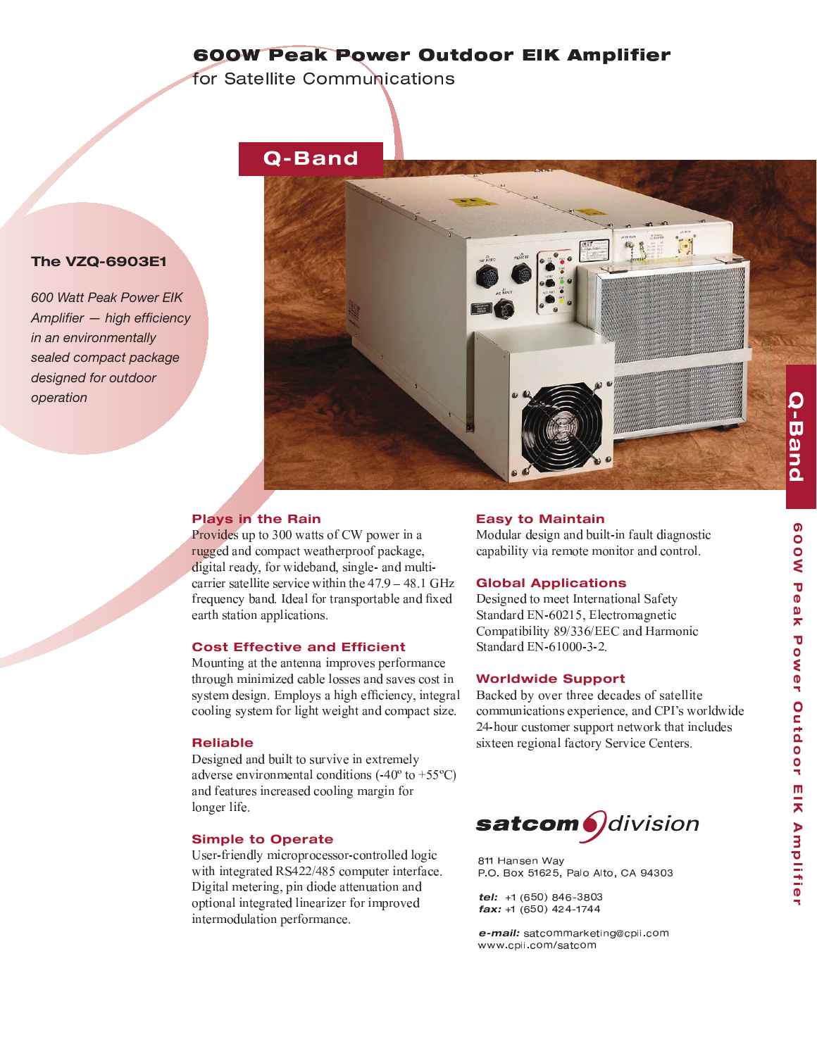# 600W Peak Power Outdoor EIK Amplifier

for Satellite Communications

## Q-Band

### The VZQ-6903E1

*600 Watt Peak Power EIK Amplifier — high efficiency in an environmentally sealed compact package designed for outdoor operation*

### Plays in the Rain

Provides up to 300 watts of CW power in a rugged and compact weatherproof package, digital ready, for wideband, single- and multi-carrier satellite service within the 47.9 – 48.1 GHz frequency band. Ideal for transportable and fixed earth station applications.

### Cost Effective and Efficient

Mounting at the antenna improves performance through minimized cable losses and saves cost in system design. Employs a high efficiency, integral cooling system for light weight and compact size.

### Reliable

Designed and built to survive in extremely adverse environmental conditions (-40º to +55ºC) and features increased cooling margin for longer life.

### Simple to Operate

User-friendly microprocessor-controlled logic with integrated RS422/485 computer interface. Digital metering, pin diode attenuation and optional integrated linearizer for improved intermodulation performance.

### Easy to Maintain

Modular design and built-in fault diagnostic capability via remote monitor and control.

### Global Applications

Designed to meet International Safety Standard EN-60215, Electromagnetic Compatibility 89/336/EEC and Harmonic Standard EN-61000-3-2.

### Worldwide Support

Backed by over three decades of satellite communications experience, and CPI's worldwide 24-hour customer support network that includes sixteen regional factory Service Centers.

**satcom division**

811 Hansen Way
P.O. Box 51625, Palo Alto, CA 94303

***tel:*** +1 (650) 846-3803
***fax:*** +1 (650) 424-1744

***e-mail:*** satcommarketing@cpii.com
www.cpii.com/satcom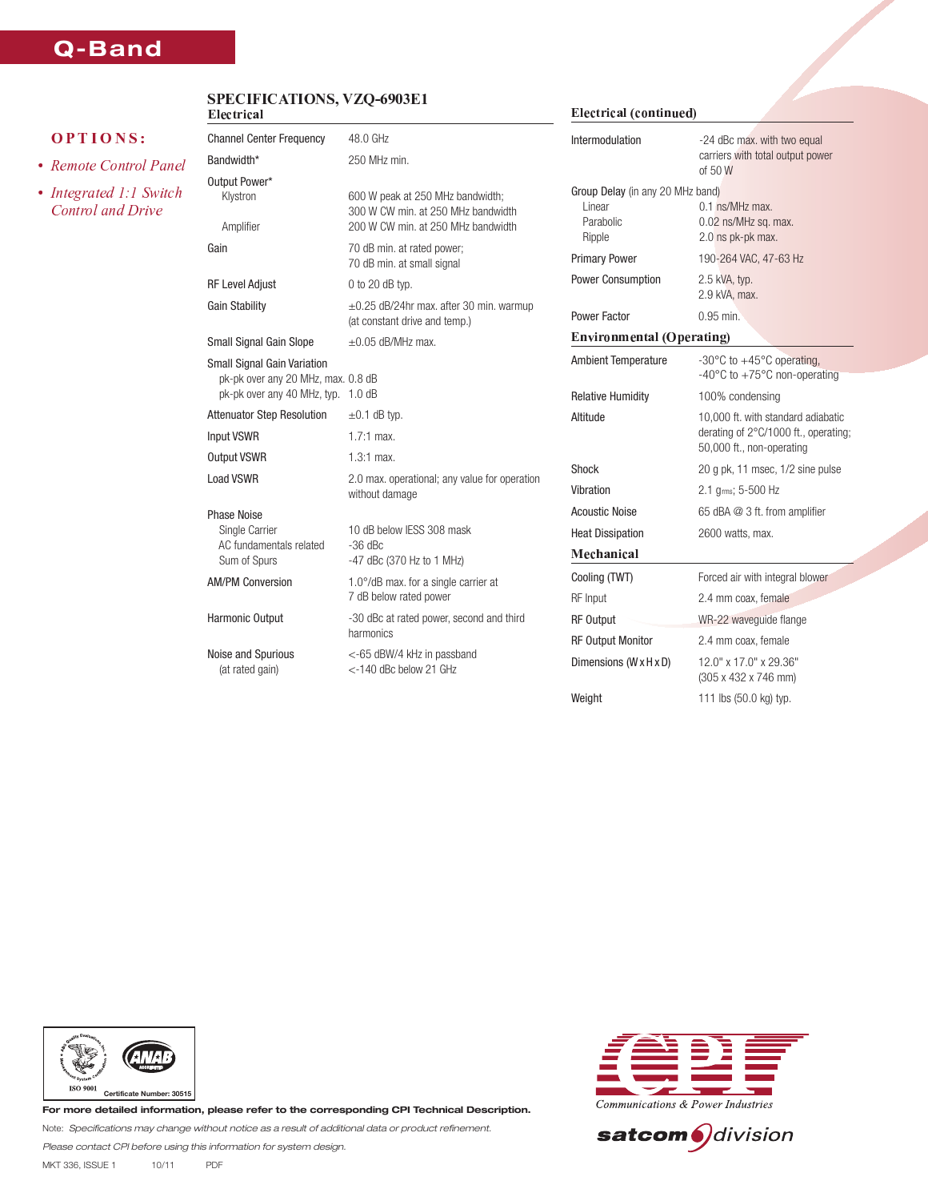# Q-Band

## OPTIONS:

- *Remote Control Panel*
- *Integrated 1:1 Switch Control and Drive*

## SPECIFICATIONS, VZQ-6903E1

### Electrical

| | |
|---|---|
| Channel Center Frequency | 48.0 GHz |
| Bandwidth* | 250 MHz min. |
| Output Power* | |
| Klystron | 600 W peak at 250 MHz bandwidth; 300 W CW min. at 250 MHz bandwidth |
| Amplifier | 200 W CW min. at 250 MHz bandwidth |
| Gain | 70 dB min. at rated power; 70 dB min. at small signal |
| RF Level Adjust | 0 to 20 dB typ. |
| Gain Stability | ±0.25 dB/24hr max. after 30 min. warmup (at constant drive and temp.) |
| Small Signal Gain Slope | ±0.05 dB/MHz max. |
| Small Signal Gain Variation | |
| pk-pk over any 20 MHz, max. | 0.8 dB |
| pk-pk over any 40 MHz, typ. | 1.0 dB |
| Attenuator Step Resolution | ±0.1 dB typ. |
| Input VSWR | 1.7:1 max. |
| Output VSWR | 1.3:1 max. |
| Load VSWR | 2.0 max. operational; any value for operation without damage |
| Phase Noise | |
| Single Carrier | 10 dB below IESS 308 mask |
| AC fundamentals related | -36 dBc |
| Sum of Spurs | -47 dBc (370 Hz to 1 MHz) |
| AM/PM Conversion | 1.0°/dB max. for a single carrier at 7 dB below rated power |
| Harmonic Output | -30 dBc at rated power, second and third harmonics |
| Noise and Spurious (at rated gain) | <-65 dBW/4 kHz in passband<br><-140 dBc below 21 GHz |

### Electrical (continued)

| | |
|---|---|
| Intermodulation | -24 dBc max. with two equal carriers with total output power of 50 W |
| Group Delay (in any 20 MHz band) | |
| Linear | 0.1 ns/MHz max. |
| Parabolic | 0.02 ns/MHz sq. max. |
| Ripple | 2.0 ns pk-pk max. |
| Primary Power | 190-264 VAC, 47-63 Hz |
| Power Consumption | 2.5 kVA, typ.<br>2.9 kVA, max. |
| Power Factor | 0.95 min. |

### Environmental (Operating)

| | |
|---|---|
| Ambient Temperature | -30°C to +45°C operating, -40°C to +75°C non-operating |
| Relative Humidity | 100% condensing |
| Altitude | 10,000 ft. with standard adiabatic derating of 2°C/1000 ft., operating; 50,000 ft., non-operating |
| Shock | 20 g pk, 11 msec, 1/2 sine pulse |
| Vibration | 2.1 $g_{rms}$; 5-500 Hz |
| Acoustic Noise | 65 dBA @ 3 ft. from amplifier |
| Heat Dissipation | 2600 watts, max. |

### Mechanical

| | |
|---|---|
| Cooling (TWT) | Forced air with integral blower |
| RF Input | 2.4 mm coax, female |
| RF Output | WR-22 waveguide flange |
| RF Output Monitor | 2.4 mm coax, female |
| Dimensions (W x H x D) | 12.0" x 17.0" x 29.36" (305 x 432 x 746 mm) |
| Weight | 111 lbs (50.0 kg) typ. |

ISO 9001 Certificate Number: 30515

**For more detailed information, please refer to the corresponding CPI Technical Description.**

Note: *Specifications may change without notice as a result of additional data or product refinement.*

*Please contact CPI before using this information for system design.*

MKT 336, ISSUE 1 10/11 PDF

CPI *Communications & Power Industries*

satcom division